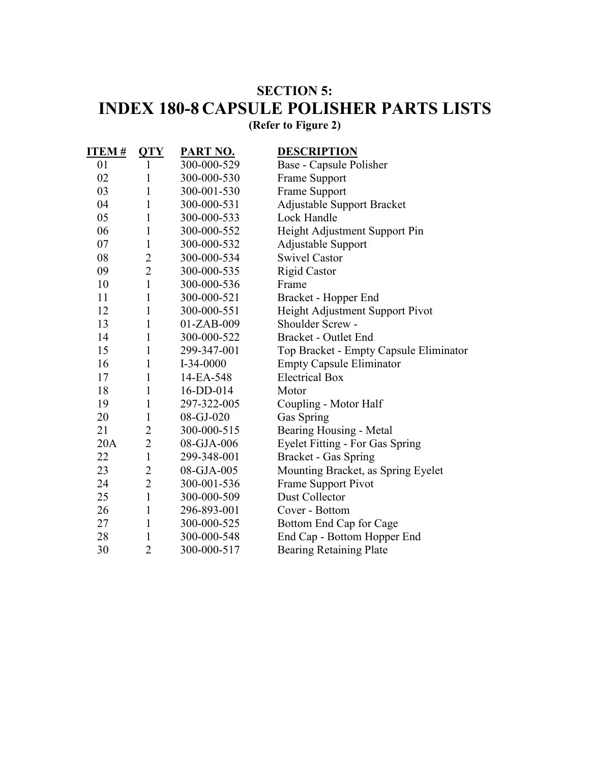## SECTION 5:

# INDEX 180-8 CAPSULE POLISHER PARTS LISTS

**(Refer to Figure 2)**

| ITEM # | QTY | PART NO. | DESCRIPTION |
|---|---|---|---|
| 01 | 1 | 300-000-529 | Base - Capsule Polisher |
| 02 | 1 | 300-000-530 | Frame Support |
| 03 | 1 | 300-001-530 | Frame Support |
| 04 | 1 | 300-000-531 | Adjustable Support Bracket |
| 05 | 1 | 300-000-533 | Lock Handle |
| 06 | 1 | 300-000-552 | Height Adjustment Support Pin |
| 07 | 1 | 300-000-532 | Adjustable Support |
| 08 | 2 | 300-000-534 | Swivel Castor |
| 09 | 2 | 300-000-535 | Rigid Castor |
| 10 | 1 | 300-000-536 | Frame |
| 11 | 1 | 300-000-521 | Bracket - Hopper End |
| 12 | 1 | 300-000-551 | Height Adjustment Support Pivot |
| 13 | 1 | 01-ZAB-009 | Shoulder Screw - |
| 14 | 1 | 300-000-522 | Bracket - Outlet End |
| 15 | 1 | 299-347-001 | Top Bracket - Empty Capsule Eliminator |
| 16 | 1 | I-34-0000 | Empty Capsule Eliminator |
| 17 | 1 | 14-EA-548 | Electrical Box |
| 18 | 1 | 16-DD-014 | Motor |
| 19 | 1 | 297-322-005 | Coupling - Motor Half |
| 20 | 1 | 08-GJ-020 | Gas Spring |
| 21 | 2 | 300-000-515 | Bearing Housing - Metal |
| 20A | 2 | 08-GJA-006 | Eyelet Fitting - For Gas Spring |
| 22 | 1 | 299-348-001 | Bracket - Gas Spring |
| 23 | 2 | 08-GJA-005 | Mounting Bracket, as Spring Eyelet |
| 24 | 2 | 300-001-536 | Frame Support Pivot |
| 25 | 1 | 300-000-509 | Dust Collector |
| 26 | 1 | 296-893-001 | Cover - Bottom |
| 27 | 1 | 300-000-525 | Bottom End Cap for Cage |
| 28 | 1 | 300-000-548 | End Cap - Bottom Hopper End |
| 30 | 2 | 300-000-517 | Bearing Retaining Plate |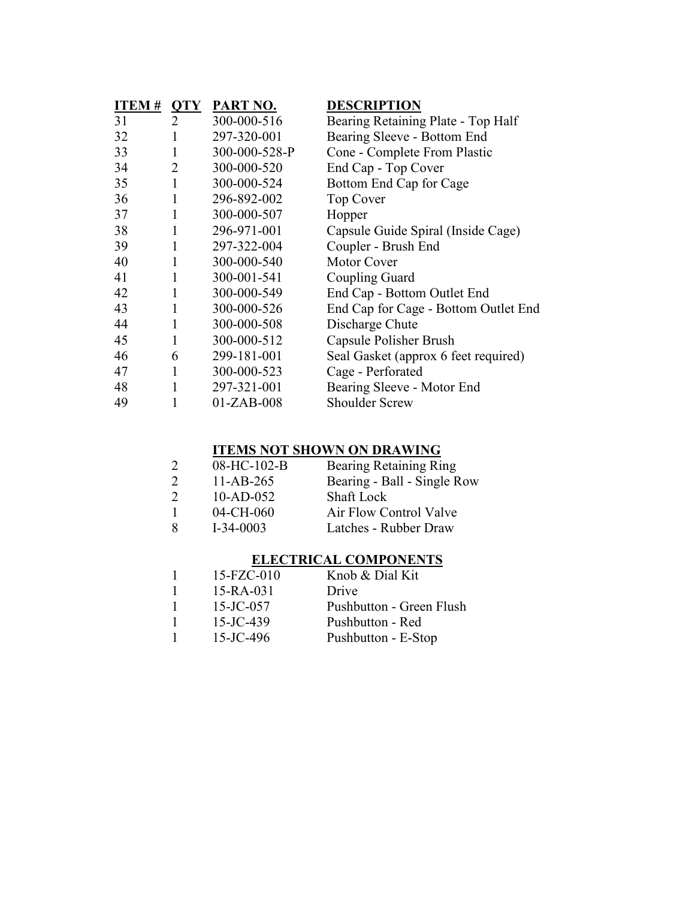| ITEM # | QTY | PART NO. | DESCRIPTION |
|---|---|---|---|
| 31 | 2 | 300-000-516 | Bearing Retaining Plate - Top Half |
| 32 | 1 | 297-320-001 | Bearing Sleeve - Bottom End |
| 33 | 1 | 300-000-528-P | Cone - Complete From Plastic |
| 34 | 2 | 300-000-520 | End Cap - Top Cover |
| 35 | 1 | 300-000-524 | Bottom End Cap for Cage |
| 36 | 1 | 296-892-002 | Top Cover |
| 37 | 1 | 300-000-507 | Hopper |
| 38 | 1 | 296-971-001 | Capsule Guide Spiral (Inside Cage) |
| 39 | 1 | 297-322-004 | Coupler - Brush End |
| 40 | 1 | 300-000-540 | Motor Cover |
| 41 | 1 | 300-001-541 | Coupling Guard |
| 42 | 1 | 300-000-549 | End Cap - Bottom Outlet End |
| 43 | 1 | 300-000-526 | End Cap for Cage - Bottom Outlet End |
| 44 | 1 | 300-000-508 | Discharge Chute |
| 45 | 1 | 300-000-512 | Capsule Polisher Brush |
| 46 | 6 | 299-181-001 | Seal Gasket (approx 6 feet required) |
| 47 | 1 | 300-000-523 | Cage - Perforated |
| 48 | 1 | 297-321-001 | Bearing Sleeve - Motor End |
| 49 | 1 | 01-ZAB-008 | Shoulder Screw |

## ITEMS NOT SHOWN ON DRAWING

| | | |
|---|---|---|
| 2 | 08-HC-102-B | Bearing Retaining Ring |
| 2 | 11-AB-265 | Bearing - Ball - Single Row |
| 2 | 10-AD-052 | Shaft Lock |
| 1 | 04-CH-060 | Air Flow Control Valve |
| 8 | I-34-0003 | Latches - Rubber Draw |

## ELECTRICAL COMPONENTS

| | | |
|---|---|---|
| 1 | 15-FZC-010 | Knob & Dial Kit |
| 1 | 15-RA-031 | Drive |
| 1 | 15-JC-057 | Pushbutton - Green Flush |
| 1 | 15-JC-439 | Pushbutton - Red |
| 1 | 15-JC-496 | Pushbutton - E-Stop |